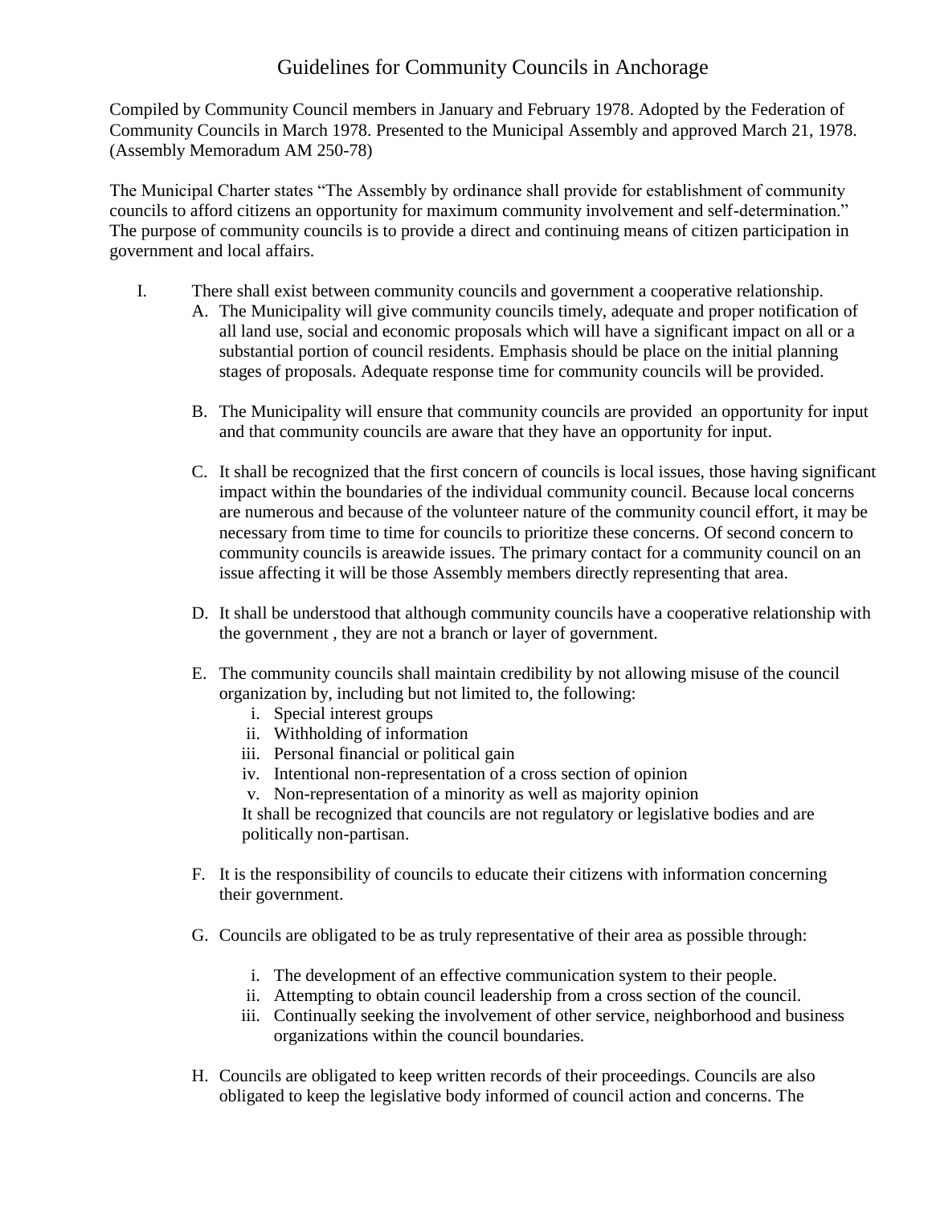# Guidelines for Community Councils in Anchorage

Compiled by Community Council members in January and February 1978. Adopted by the Federation of Community Councils in March 1978. Presented to the Municipal Assembly and approved March 21, 1978. (Assembly Memoradum AM 250-78)

The Municipal Charter states "The Assembly by ordinance shall provide for establishment of community councils to afford citizens an opportunity for maximum community involvement and self-determination." The purpose of community councils is to provide a direct and continuing means of citizen participation in government and local affairs.

I. There shall exist between community councils and government a cooperative relationship.

   A. The Municipality will give community councils timely, adequate and proper notification of all land use, social and economic proposals which will have a significant impact on all or a substantial portion of council residents. Emphasis should be place on the initial planning stages of proposals. Adequate response time for community councils will be provided.

   B. The Municipality will ensure that community councils are provided an opportunity for input and that community councils are aware that they have an opportunity for input.

   C. It shall be recognized that the first concern of councils is local issues, those having significant impact within the boundaries of the individual community council. Because local concerns are numerous and because of the volunteer nature of the community council effort, it may be necessary from time to time for councils to prioritize these concerns. Of second concern to community councils is areawide issues. The primary contact for a community council on an issue affecting it will be those Assembly members directly representing that area.

   D. It shall be understood that although community councils have a cooperative relationship with the government , they are not a branch or layer of government.

   E. The community councils shall maintain credibility by not allowing misuse of the council organization by, including but not limited to, the following:
      i. Special interest groups
      ii. Withholding of information
      iii. Personal financial or political gain
      iv. Intentional non-representation of a cross section of opinion
      v. Non-representation of a minority as well as majority opinion

      It shall be recognized that councils are not regulatory or legislative bodies and are politically non-partisan.

   F. It is the responsibility of councils to educate their citizens with information concerning their government.

   G. Councils are obligated to be as truly representative of their area as possible through:
      i. The development of an effective communication system to their people.
      ii. Attempting to obtain council leadership from a cross section of the council.
      iii. Continually seeking the involvement of other service, neighborhood and business organizations within the council boundaries.

   H. Councils are obligated to keep written records of their proceedings. Councils are also obligated to keep the legislative body informed of council action and concerns. The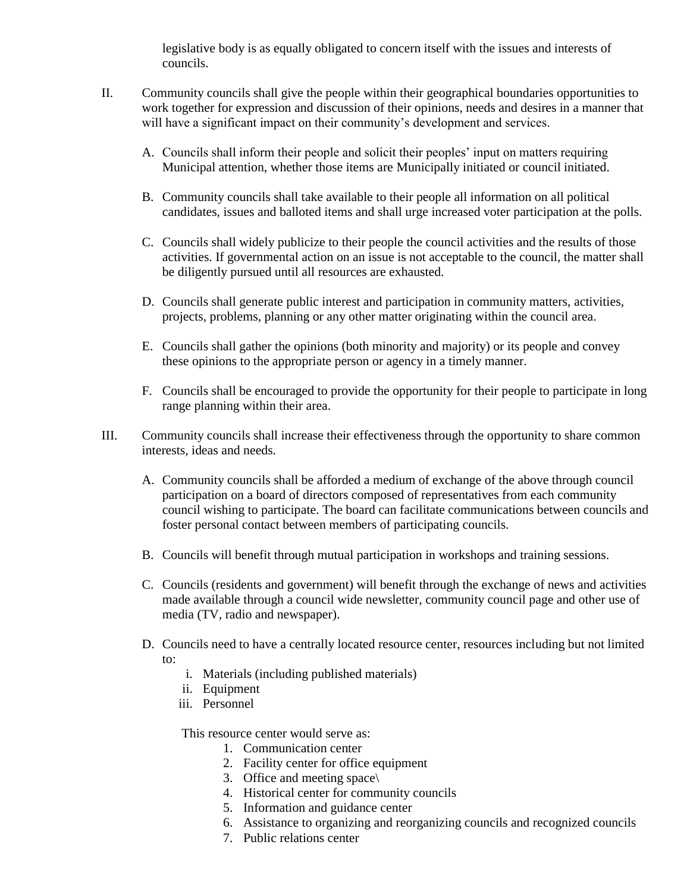legislative body is as equally obligated to concern itself with the issues and interests of councils.

II. Community councils shall give the people within their geographical boundaries opportunities to work together for expression and discussion of their opinions, needs and desires in a manner that will have a significant impact on their community's development and services.

   A. Councils shall inform their people and solicit their peoples' input on matters requiring Municipal attention, whether those items are Municipally initiated or council initiated.

   B. Community councils shall take available to their people all information on all political candidates, issues and balloted items and shall urge increased voter participation at the polls.

   C. Councils shall widely publicize to their people the council activities and the results of those activities. If governmental action on an issue is not acceptable to the council, the matter shall be diligently pursued until all resources are exhausted.

   D. Councils shall generate public interest and participation in community matters, activities, projects, problems, planning or any other matter originating within the council area.

   E. Councils shall gather the opinions (both minority and majority) or its people and convey these opinions to the appropriate person or agency in a timely manner.

   F. Councils shall be encouraged to provide the opportunity for their people to participate in long range planning within their area.

III. Community councils shall increase their effectiveness through the opportunity to share common interests, ideas and needs.

   A. Community councils shall be afforded a medium of exchange of the above through council participation on a board of directors composed of representatives from each community council wishing to participate. The board can facilitate communications between councils and foster personal contact between members of participating councils.

   B. Councils will benefit through mutual participation in workshops and training sessions.

   C. Councils (residents and government) will benefit through the exchange of news and activities made available through a council wide newsletter, community council page and other use of media (TV, radio and newspaper).

   D. Councils need to have a centrally located resource center, resources including but not limited to:
      i. Materials (including published materials)
      ii. Equipment
      iii. Personnel

      This resource center would serve as:
      1. Communication center
      2. Facility center for office equipment
      3. Office and meeting space\
      4. Historical center for community councils
      5. Information and guidance center
      6. Assistance to organizing and reorganizing councils and recognized councils
      7. Public relations center